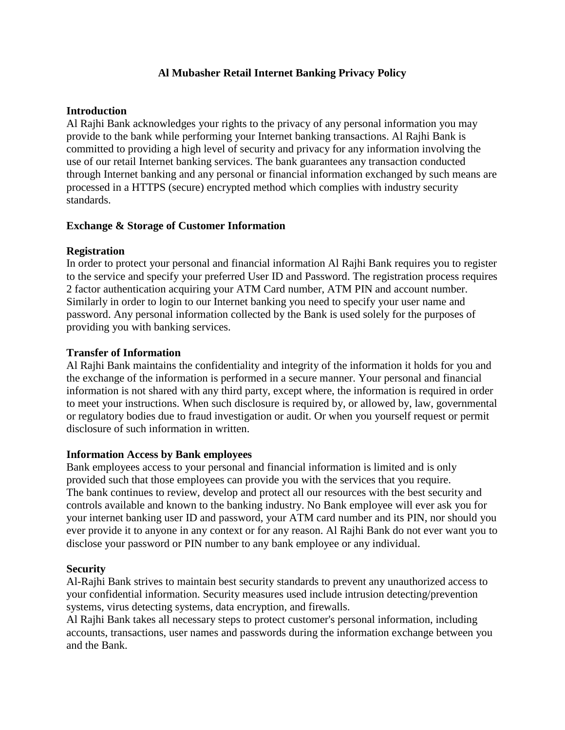# Al Mubasher Retail Internet Banking Privacy Policy

## Introduction

Al Rajhi Bank acknowledges your rights to the privacy of any personal information you may provide to the bank while performing your Internet banking transactions. Al Rajhi Bank is committed to providing a high level of security and privacy for any information involving the use of our retail Internet banking services. The bank guarantees any transaction conducted through Internet banking and any personal or financial information exchanged by such means are processed in a HTTPS (secure) encrypted method which complies with industry security standards.

## Exchange & Storage of Customer Information

### Registration

In order to protect your personal and financial information Al Rajhi Bank requires you to register to the service and specify your preferred User ID and Password. The registration process requires 2 factor authentication acquiring your ATM Card number, ATM PIN and account number. Similarly in order to login to our Internet banking you need to specify your user name and password. Any personal information collected by the Bank is used solely for the purposes of providing you with banking services.

### Transfer of Information

Al Rajhi Bank maintains the confidentiality and integrity of the information it holds for you and the exchange of the information is performed in a secure manner. Your personal and financial information is not shared with any third party, except where, the information is required in order to meet your instructions. When such disclosure is required by, or allowed by, law, governmental or regulatory bodies due to fraud investigation or audit. Or when you yourself request or permit disclosure of such information in written.

### Information Access by Bank employees

Bank employees access to your personal and financial information is limited and is only provided such that those employees can provide you with the services that you require.
The bank continues to review, develop and protect all our resources with the best security and controls available and known to the banking industry. No Bank employee will ever ask you for your internet banking user ID and password, your ATM card number and its PIN, nor should you ever provide it to anyone in any context or for any reason. Al Rajhi Bank do not ever want you to disclose your password or PIN number to any bank employee or any individual.

### Security

Al-Rajhi Bank strives to maintain best security standards to prevent any unauthorized access to your confidential information. Security measures used include intrusion detecting/prevention systems, virus detecting systems, data encryption, and firewalls.
Al Rajhi Bank takes all necessary steps to protect customer's personal information, including accounts, transactions, user names and passwords during the information exchange between you and the Bank.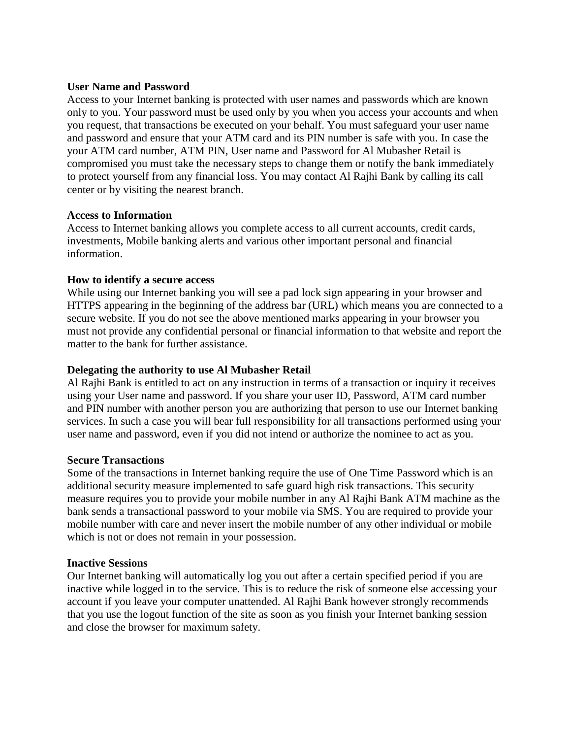**User Name and Password**

Access to your Internet banking is protected with user names and passwords which are known only to you. Your password must be used only by you when you access your accounts and when you request, that transactions be executed on your behalf. You must safeguard your user name and password and ensure that your ATM card and its PIN number is safe with you. In case the your ATM card number, ATM PIN, User name and Password for Al Mubasher Retail is compromised you must take the necessary steps to change them or notify the bank immediately to protect yourself from any financial loss. You may contact Al Rajhi Bank by calling its call center or by visiting the nearest branch.

**Access to Information**

Access to Internet banking allows you complete access to all current accounts, credit cards, investments, Mobile banking alerts and various other important personal and financial information.

**How to identify a secure access**

While using our Internet banking you will see a pad lock sign appearing in your browser and HTTPS appearing in the beginning of the address bar (URL) which means you are connected to a secure website. If you do not see the above mentioned marks appearing in your browser you must not provide any confidential personal or financial information to that website and report the matter to the bank for further assistance.

**Delegating the authority to use Al Mubasher Retail**

Al Rajhi Bank is entitled to act on any instruction in terms of a transaction or inquiry it receives using your User name and password. If you share your user ID, Password, ATM card number and PIN number with another person you are authorizing that person to use our Internet banking services. In such a case you will bear full responsibility for all transactions performed using your user name and password, even if you did not intend or authorize the nominee to act as you.

**Secure Transactions**

Some of the transactions in Internet banking require the use of One Time Password which is an additional security measure implemented to safe guard high risk transactions. This security measure requires you to provide your mobile number in any Al Rajhi Bank ATM machine as the bank sends a transactional password to your mobile via SMS. You are required to provide your mobile number with care and never insert the mobile number of any other individual or mobile which is not or does not remain in your possession.

**Inactive Sessions**

Our Internet banking will automatically log you out after a certain specified period if you are inactive while logged in to the service. This is to reduce the risk of someone else accessing your account if you leave your computer unattended. Al Rajhi Bank however strongly recommends that you use the logout function of the site as soon as you finish your Internet banking session and close the browser for maximum safety.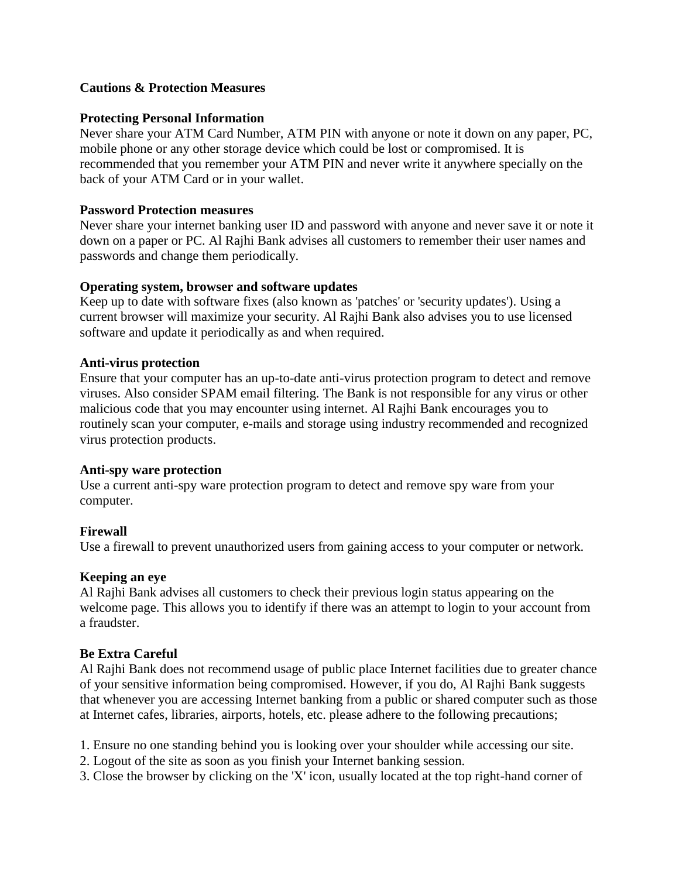## Cautions & Protection Measures

### Protecting Personal Information

Never share your ATM Card Number, ATM PIN with anyone or note it down on any paper, PC, mobile phone or any other storage device which could be lost or compromised. It is recommended that you remember your ATM PIN and never write it anywhere specially on the back of your ATM Card or in your wallet.

### Password Protection measures

Never share your internet banking user ID and password with anyone and never save it or note it down on a paper or PC. Al Rajhi Bank advises all customers to remember their user names and passwords and change them periodically.

### Operating system, browser and software updates

Keep up to date with software fixes (also known as 'patches' or 'security updates'). Using a current browser will maximize your security. Al Rajhi Bank also advises you to use licensed software and update it periodically as and when required.

### Anti-virus protection

Ensure that your computer has an up-to-date anti-virus protection program to detect and remove viruses. Also consider SPAM email filtering. The Bank is not responsible for any virus or other malicious code that you may encounter using internet. Al Rajhi Bank encourages you to routinely scan your computer, e-mails and storage using industry recommended and recognized virus protection products.

### Anti-spy ware protection

Use a current anti-spy ware protection program to detect and remove spy ware from your computer.

### Firewall

Use a firewall to prevent unauthorized users from gaining access to your computer or network.

### Keeping an eye

Al Rajhi Bank advises all customers to check their previous login status appearing on the welcome page. This allows you to identify if there was an attempt to login to your account from a fraudster.

### Be Extra Careful

Al Rajhi Bank does not recommend usage of public place Internet facilities due to greater chance of your sensitive information being compromised. However, if you do, Al Rajhi Bank suggests that whenever you are accessing Internet banking from a public or shared computer such as those at Internet cafes, libraries, airports, hotels, etc. please adhere to the following precautions;

1. Ensure no one standing behind you is looking over your shoulder while accessing our site.
2. Logout of the site as soon as you finish your Internet banking session.
3. Close the browser by clicking on the 'X' icon, usually located at the top right-hand corner of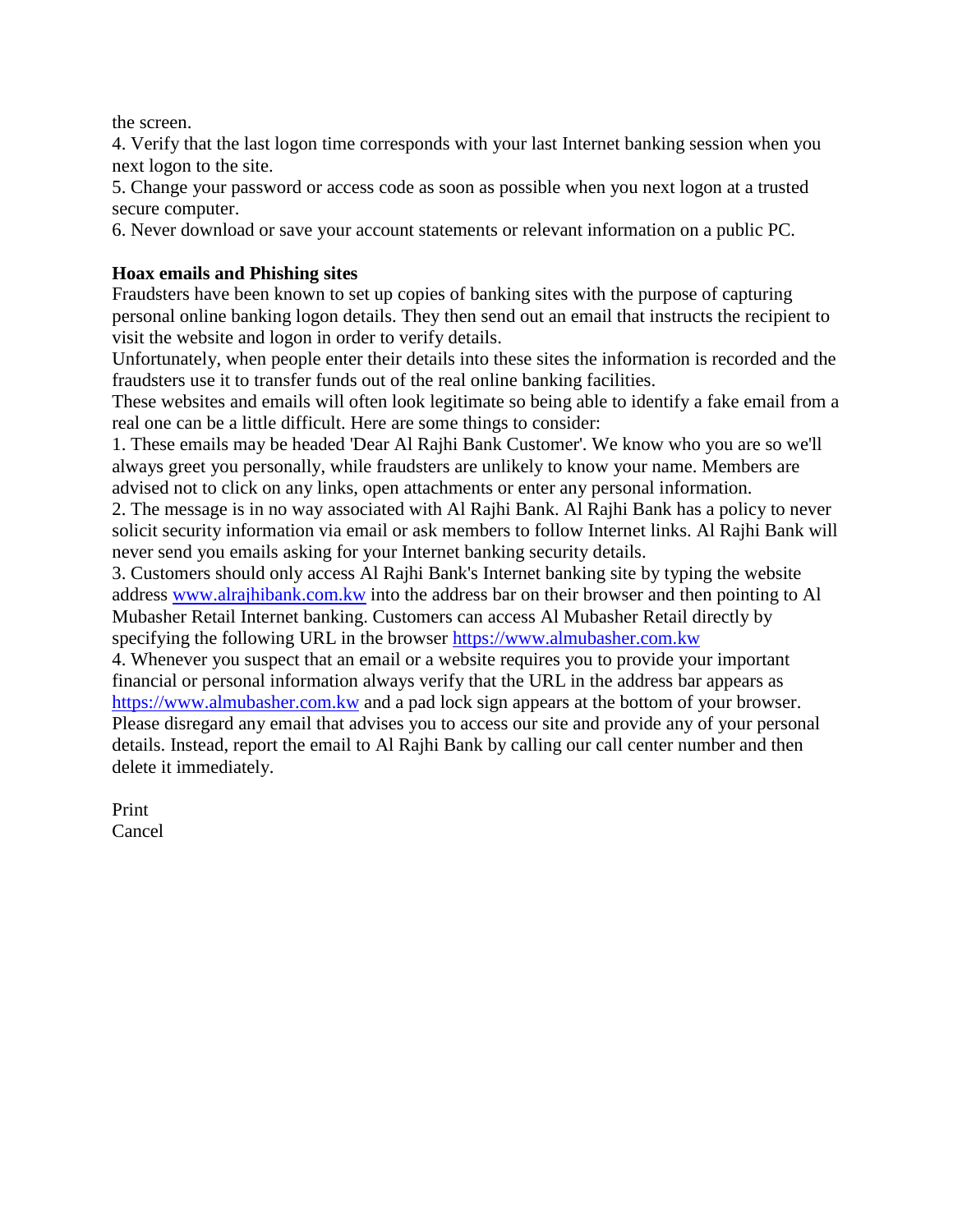the screen.

4. Verify that the last logon time corresponds with your last Internet banking session when you next logon to the site.
5. Change your password or access code as soon as possible when you next logon at a trusted secure computer.
6. Never download or save your account statements or relevant information on a public PC.

**Hoax emails and Phishing sites**

Fraudsters have been known to set up copies of banking sites with the purpose of capturing personal online banking logon details. They then send out an email that instructs the recipient to visit the website and logon in order to verify details.

Unfortunately, when people enter their details into these sites the information is recorded and the fraudsters use it to transfer funds out of the real online banking facilities.

These websites and emails will often look legitimate so being able to identify a fake email from a real one can be a little difficult. Here are some things to consider:

1. These emails may be headed 'Dear Al Rajhi Bank Customer'. We know who you are so we'll always greet you personally, while fraudsters are unlikely to know your name. Members are advised not to click on any links, open attachments or enter any personal information.
2. The message is in no way associated with Al Rajhi Bank. Al Rajhi Bank has a policy to never solicit security information via email or ask members to follow Internet links. Al Rajhi Bank will never send you emails asking for your Internet banking security details.
3. Customers should only access Al Rajhi Bank's Internet banking site by typing the website address [www.alrajhibank.com.kw](http://www.alrajhibank.com.kw) into the address bar on their browser and then pointing to Al Mubasher Retail Internet banking. Customers can access Al Mubasher Retail directly by specifying the following URL in the browser [https://www.almubasher.com.kw](https://www.almubasher.com.kw)
4. Whenever you suspect that an email or a website requires you to provide your important financial or personal information always verify that the URL in the address bar appears as [https://www.almubasher.com.kw](https://www.almubasher.com.kw) and a pad lock sign appears at the bottom of your browser.

Please disregard any email that advises you to access our site and provide any of your personal details. Instead, report the email to Al Rajhi Bank by calling our call center number and then delete it immediately.

Print
Cancel